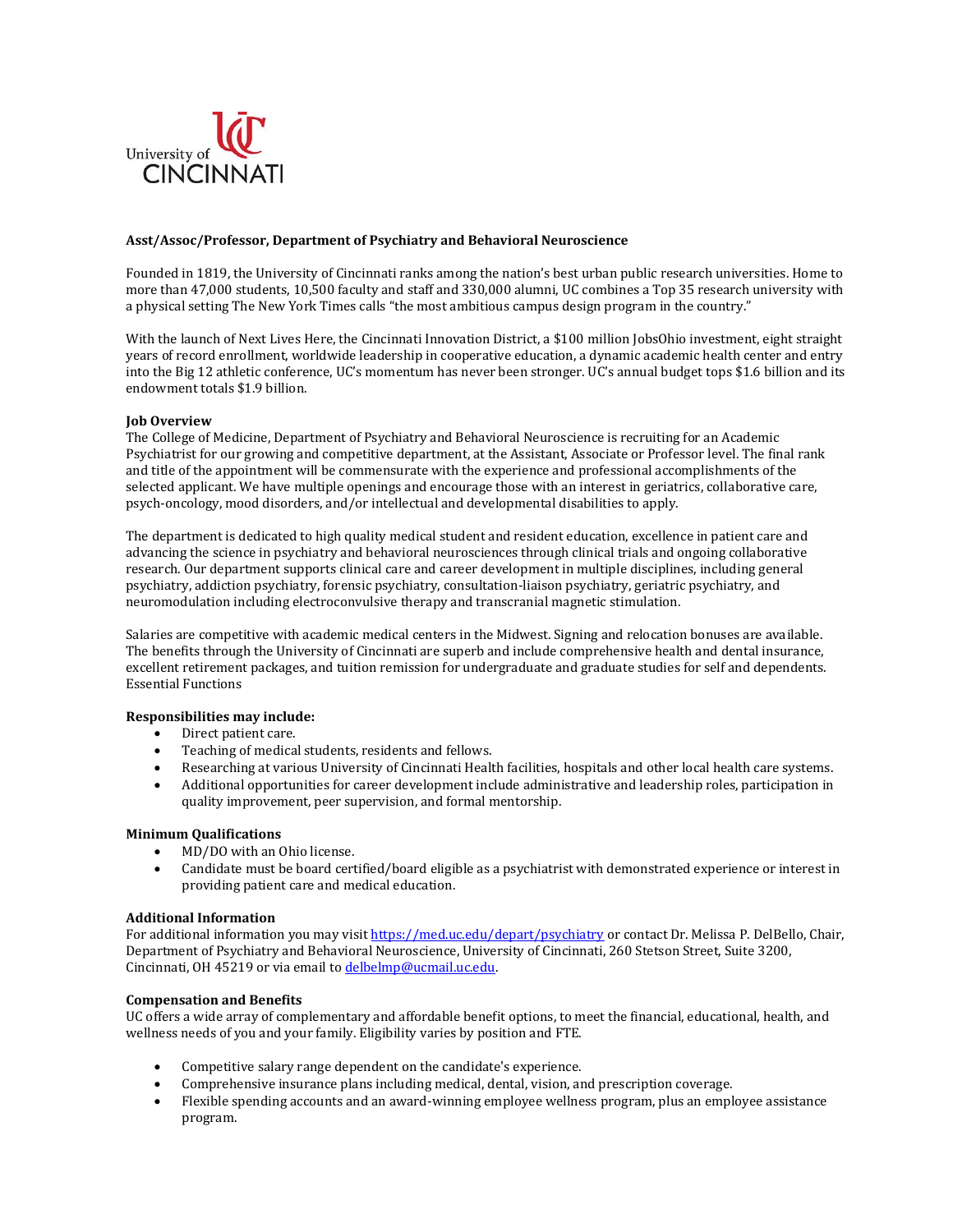University of CINCINNATI

**Asst/Assoc/Professor, Department of Psychiatry and Behavioral Neuroscience**

Founded in 1819, the University of Cincinnati ranks among the nation's best urban public research universities. Home to more than 47,000 students, 10,500 faculty and staff and 330,000 alumni, UC combines a Top 35 research university with a physical setting The New York Times calls "the most ambitious campus design program in the country."

With the launch of Next Lives Here, the Cincinnati Innovation District, a $100 million JobsOhio investment, eight straight years of record enrollment, worldwide leadership in cooperative education, a dynamic academic health center and entry into the Big 12 athletic conference, UC's momentum has never been stronger. UC's annual budget tops $1.6 billion and its endowment totals $1.9 billion.

**Job Overview**

The College of Medicine, Department of Psychiatry and Behavioral Neuroscience is recruiting for an Academic Psychiatrist for our growing and competitive department, at the Assistant, Associate or Professor level. The final rank and title of the appointment will be commensurate with the experience and professional accomplishments of the selected applicant. We have multiple openings and encourage those with an interest in geriatrics, collaborative care, psych-oncology, mood disorders, and/or intellectual and developmental disabilities to apply.

The department is dedicated to high quality medical student and resident education, excellence in patient care and advancing the science in psychiatry and behavioral neurosciences through clinical trials and ongoing collaborative research. Our department supports clinical care and career development in multiple disciplines, including general psychiatry, addiction psychiatry, forensic psychiatry, consultation-liaison psychiatry, geriatric psychiatry, and neuromodulation including electroconvulsive therapy and transcranial magnetic stimulation.

Salaries are competitive with academic medical centers in the Midwest. Signing and relocation bonuses are available. The benefits through the University of Cincinnati are superb and include comprehensive health and dental insurance, excellent retirement packages, and tuition remission for undergraduate and graduate studies for self and dependents. Essential Functions

**Responsibilities may include:**

- Direct patient care.
- Teaching of medical students, residents and fellows.
- Researching at various University of Cincinnati Health facilities, hospitals and other local health care systems.
- Additional opportunities for career development include administrative and leadership roles, participation in quality improvement, peer supervision, and formal mentorship.

**Minimum Qualifications**

- MD/DO with an Ohio license.
- Candidate must be board certified/board eligible as a psychiatrist with demonstrated experience or interest in providing patient care and medical education.

**Additional Information**

For additional information you may visit https://med.uc.edu/depart/psychiatry or contact Dr. Melissa P. DelBello, Chair, Department of Psychiatry and Behavioral Neuroscience, University of Cincinnati, 260 Stetson Street, Suite 3200, Cincinnati, OH 45219 or via email to delbelmp@ucmail.uc.edu.

**Compensation and Benefits**

UC offers a wide array of complementary and affordable benefit options, to meet the financial, educational, health, and wellness needs of you and your family. Eligibility varies by position and FTE.

- Competitive salary range dependent on the candidate's experience.
- Comprehensive insurance plans including medical, dental, vision, and prescription coverage.
- Flexible spending accounts and an award-winning employee wellness program, plus an employee assistance program.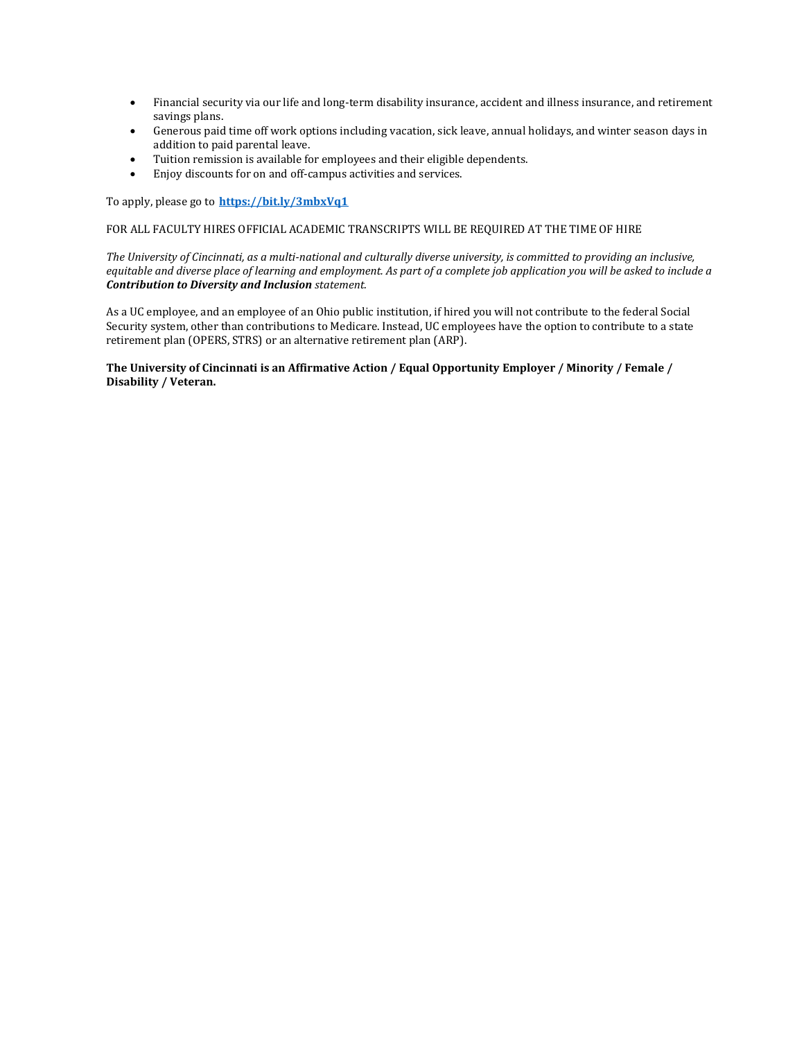- Financial security via our life and long-term disability insurance, accident and illness insurance, and retirement savings plans.
- Generous paid time off work options including vacation, sick leave, annual holidays, and winter season days in addition to paid parental leave.
- Tuition remission is available for employees and their eligible dependents.
- Enjoy discounts for on and off-campus activities and services.

To apply, please go to **[https://bit.ly/3mbxVq1](https://bit.ly/3mbxVq1)**

FOR ALL FACULTY HIRES OFFICIAL ACADEMIC TRANSCRIPTS WILL BE REQUIRED AT THE TIME OF HIRE

*The University of Cincinnati, as a multi-national and culturally diverse university, is committed to providing an inclusive, equitable and diverse place of learning and employment. As part of a complete job application you will be asked to include a* ***Contribution to Diversity and Inclusion*** *statement.*

As a UC employee, and an employee of an Ohio public institution, if hired you will not contribute to the federal Social Security system, other than contributions to Medicare. Instead, UC employees have the option to contribute to a state retirement plan (OPERS, STRS) or an alternative retirement plan (ARP).

**The University of Cincinnati is an Affirmative Action / Equal Opportunity Employer / Minority / Female / Disability / Veteran.**